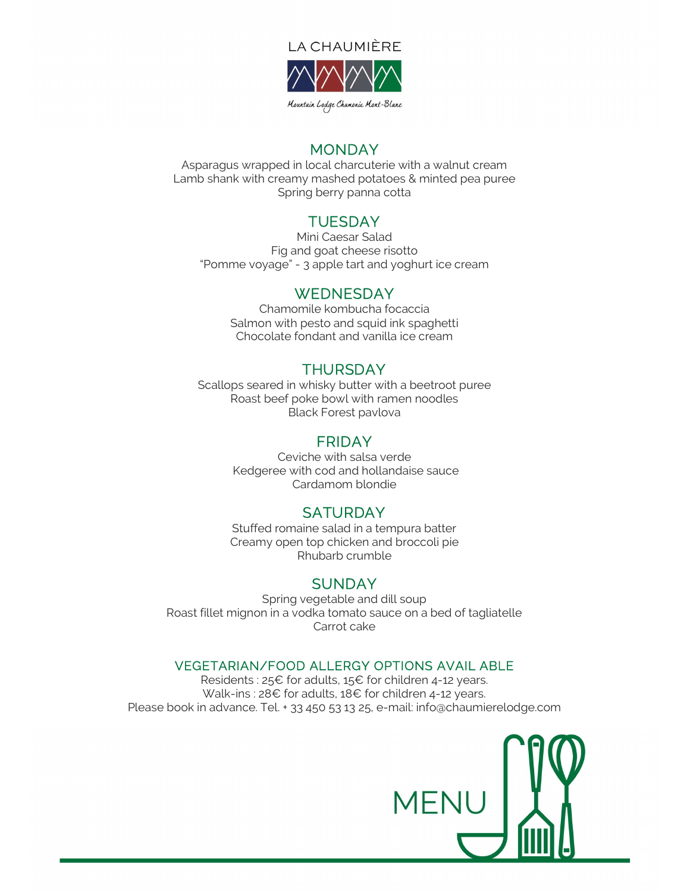# LA CHAUMIÈRE

Mountain Lodge Chamonix Mont-Blanc

## MONDAY

Asparagus wrapped in local charcuterie with a walnut cream
Lamb shank with creamy mashed potatoes & minted pea puree
Spring berry panna cotta

## TUESDAY

Mini Caesar Salad
Fig and goat cheese risotto
"Pomme voyage" - 3 apple tart and yoghurt ice cream

## WEDNESDAY

Chamomile kombucha focaccia
Salmon with pesto and squid ink spaghetti
Chocolate fondant and vanilla ice cream

## THURSDAY

Scallops seared in whisky butter with a beetroot puree
Roast beef poke bowl with ramen noodles
Black Forest pavlova

## FRIDAY

Ceviche with salsa verde
Kedgeree with cod and hollandaise sauce
Cardamom blondie

## SATURDAY

Stuffed romaine salad in a tempura batter
Creamy open top chicken and broccoli pie
Rhubarb crumble

## SUNDAY

Spring vegetable and dill soup
Roast fillet mignon in a vodka tomato sauce on a bed of tagliatelle
Carrot cake

### VEGETARIAN/FOOD ALLERGY OPTIONS AVAIL ABLE

Residents : 25€ for adults, 15€ for children 4-12 years.
Walk-ins : 28€ for adults, 18€ for children 4-12 years.
Please book in advance. Tel. + 33 450 53 13 25, e-mail: info@chaumierelodge.com

MENU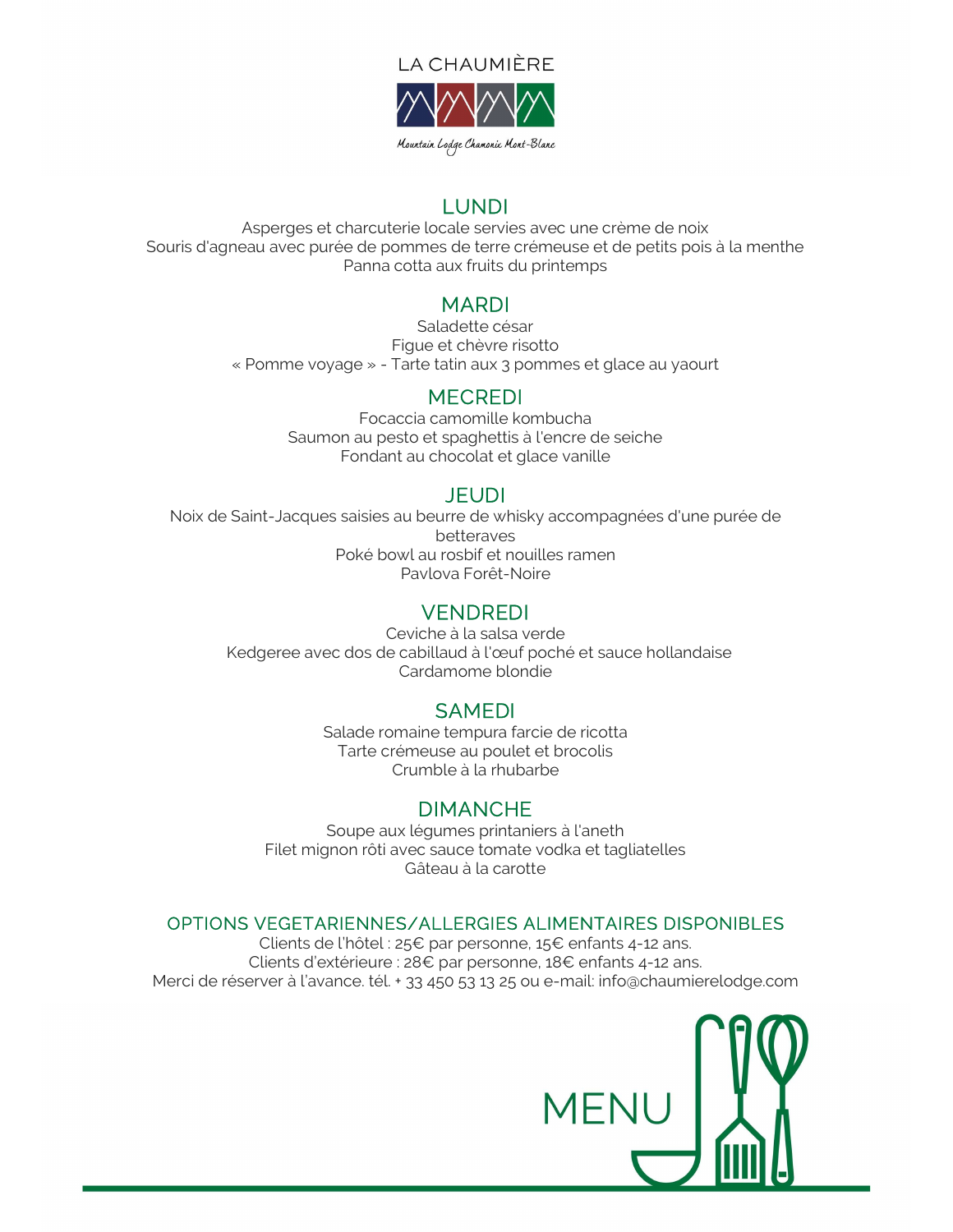LA CHAUMIÈRE

Mountain Lodge Chamonix Mont-Blanc

## LUNDI

Asperges et charcuterie locale servies avec une crème de noix
Souris d'agneau avec purée de pommes de terre crémeuse et de petits pois à la menthe
Panna cotta aux fruits du printemps

## MARDI

Saladette césar
Figue et chèvre risotto
« Pomme voyage » - Tarte tatin aux 3 pommes et glace au yaourt

## MECREDI

Focaccia camomille kombucha
Saumon au pesto et spaghettis à l'encre de seiche
Fondant au chocolat et glace vanille

## JEUDI

Noix de Saint-Jacques saisies au beurre de whisky accompagnées d'une purée de betteraves
Poké bowl au rosbif et nouilles ramen
Pavlova Forêt-Noire

## VENDREDI

Ceviche à la salsa verde
Kedgeree avec dos de cabillaud à l'œuf poché et sauce hollandaise
Cardamome blondie

## SAMEDI

Salade romaine tempura farcie de ricotta
Tarte crémeuse au poulet et brocolis
Crumble à la rhubarbe

## DIMANCHE

Soupe aux légumes printaniers à l'aneth
Filet mignon rôti avec sauce tomate vodka et tagliatelles
Gâteau à la carotte

### OPTIONS VEGETARIENNES/ALLERGIES ALIMENTAIRES DISPONIBLES

Clients de l'hôtel : 25€ par personne, 15€ enfants 4-12 ans.
Clients d'extérieure : 28€ par personne, 18€ enfants 4-12 ans.
Merci de réserver à l'avance. tél. + 33 450 53 13 25 ou e-mail: info@chaumierelodge.com

MENU